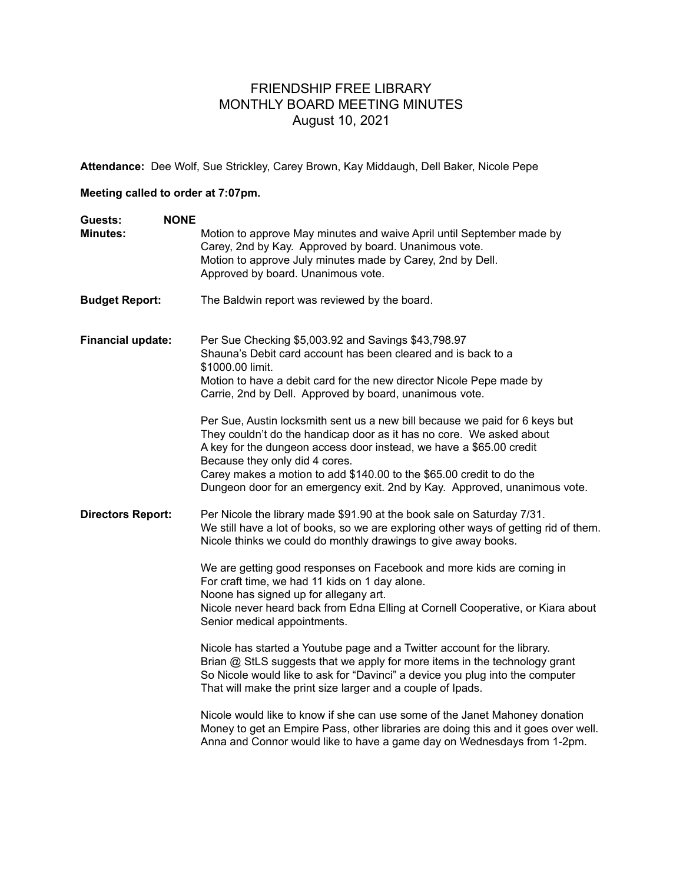# FRIENDSHIP FREE LIBRARY
## MONTHLY BOARD MEETING MINUTES
### August 10, 2021

**Attendance:** Dee Wolf, Sue Strickley, Carey Brown, Kay Middaugh, Dell Baker, Nicole Pepe

**Meeting called to order at 7:07pm.**

**Guests:** **NONE**

**Minutes:**
Motion to approve May minutes and waive April until September made by Carey, 2nd by Kay. Approved by board. Unanimous vote.
Motion to approve July minutes made by Carey, 2nd by Dell.
Approved by board. Unanimous vote.

**Budget Report:** The Baldwin report was reviewed by the board.

**Financial update:**
Per Sue Checking $5,003.92 and Savings $43,798.97
Shauna's Debit card account has been cleared and is back to a $1000.00 limit.
Motion to have a debit card for the new director Nicole Pepe made by Carrie, 2nd by Dell. Approved by board, unanimous vote.

Per Sue, Austin locksmith sent us a new bill because we paid for 6 keys but They couldn't do the handicap door as it has no core. We asked about A key for the dungeon access door instead, we have a $65.00 credit Because they only did 4 cores.
Carey makes a motion to add $140.00 to the $65.00 credit to do the Dungeon door for an emergency exit. 2nd by Kay. Approved, unanimous vote.

**Directors Report:**
Per Nicole the library made $91.90 at the book sale on Saturday 7/31.
We still have a lot of books, so we are exploring other ways of getting rid of them.
Nicole thinks we could do monthly drawings to give away books.

We are getting good responses on Facebook and more kids are coming in For craft time, we had 11 kids on 1 day alone.
Noone has signed up for allegany art.
Nicole never heard back from Edna Elling at Cornell Cooperative, or Kiara about Senior medical appointments.

Nicole has started a Youtube page and a Twitter account for the library.
Brian @ StLS suggests that we apply for more items in the technology grant So Nicole would like to ask for "Davinci" a device you plug into the computer That will make the print size larger and a couple of Ipads.

Nicole would like to know if she can use some of the Janet Mahoney donation Money to get an Empire Pass, other libraries are doing this and it goes over well.
Anna and Connor would like to have a game day on Wednesdays from 1-2pm.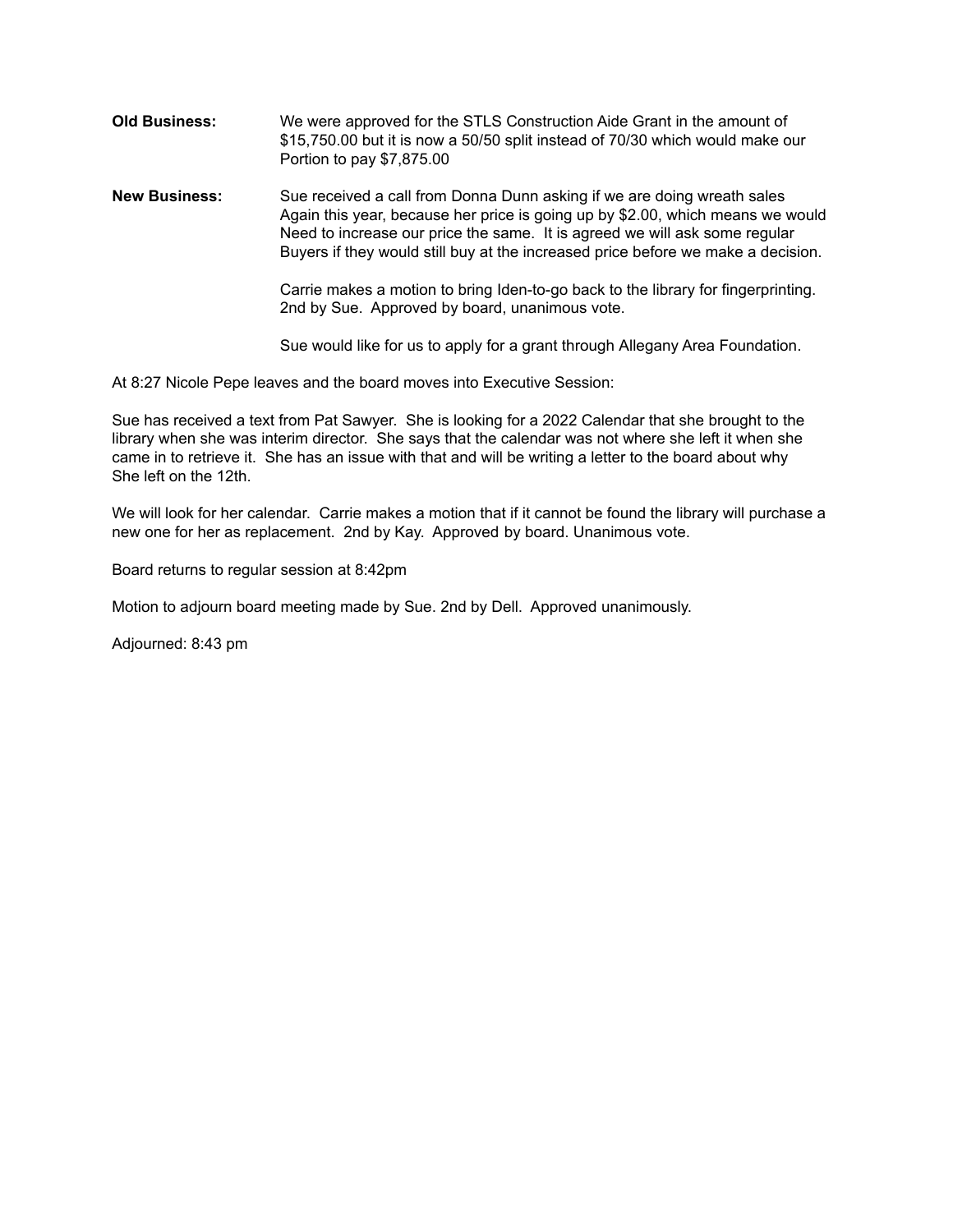**Old Business:** We were approved for the STLS Construction Aide Grant in the amount of $15,750.00 but it is now a 50/50 split instead of 70/30 which would make our Portion to pay $7,875.00

**New Business:** Sue received a call from Donna Dunn asking if we are doing wreath sales Again this year, because her price is going up by $2.00, which means we would Need to increase our price the same. It is agreed we will ask some regular Buyers if they would still buy at the increased price before we make a decision.

Carrie makes a motion to bring Iden-to-go back to the library for fingerprinting. 2nd by Sue. Approved by board, unanimous vote.

Sue would like for us to apply for a grant through Allegany Area Foundation.

At 8:27 Nicole Pepe leaves and the board moves into Executive Session:

Sue has received a text from Pat Sawyer. She is looking for a 2022 Calendar that she brought to the library when she was interim director. She says that the calendar was not where she left it when she came in to retrieve it. She has an issue with that and will be writing a letter to the board about why She left on the 12th.

We will look for her calendar. Carrie makes a motion that if it cannot be found the library will purchase a new one for her as replacement. 2nd by Kay. Approved by board. Unanimous vote.

Board returns to regular session at 8:42pm

Motion to adjourn board meeting made by Sue. 2nd by Dell. Approved unanimously.

Adjourned: 8:43 pm